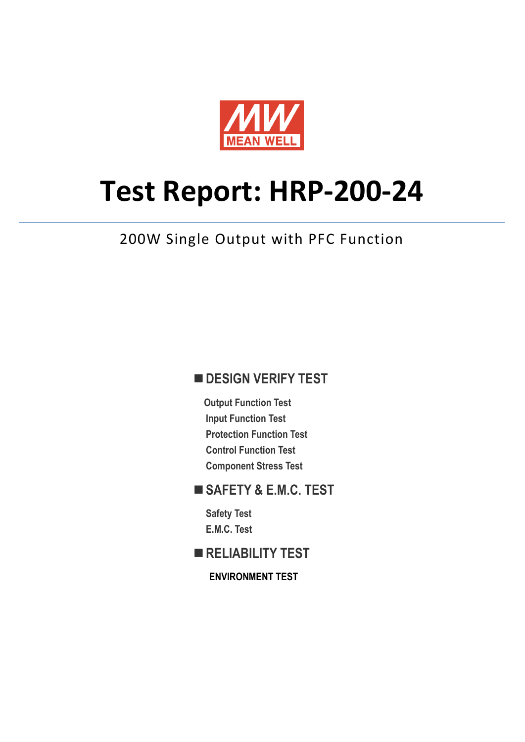MEAN WELL

# Test Report: HRP-200-24

200W Single Output with PFC Function

## ■ DESIGN VERIFY TEST

- Output Function Test
- Input Function Test
- Protection Function Test
- Control Function Test
- Component Stress Test

## ■ SAFETY & E.M.C. TEST

- Safety Test
- E.M.C. Test

## ■ RELIABILITY TEST

- ENVIRONMENT TEST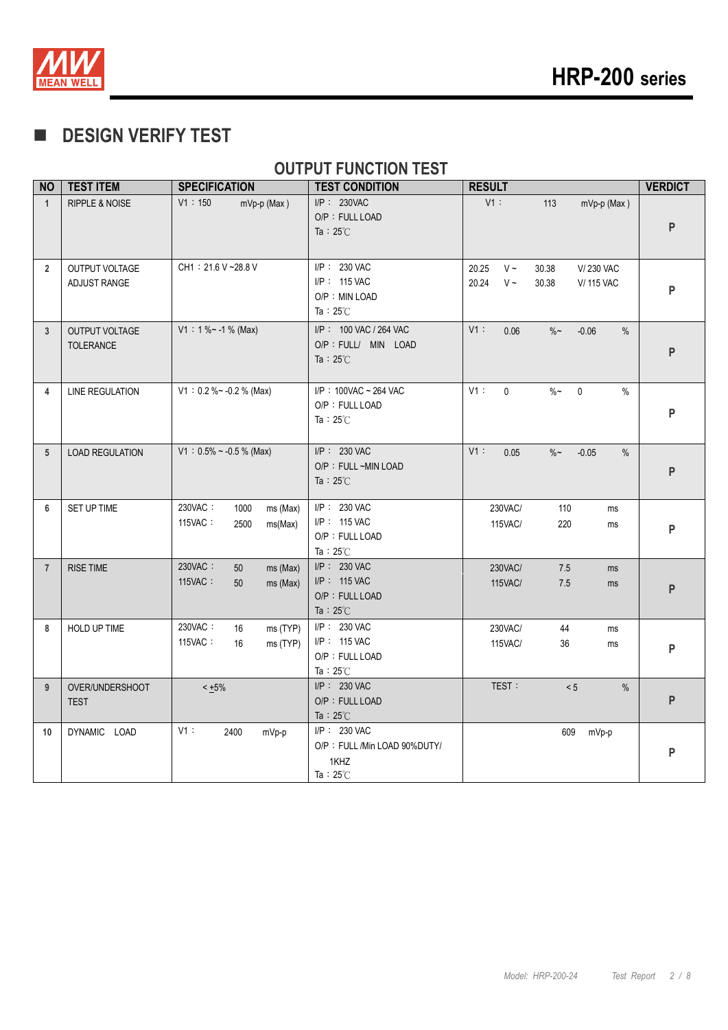## DESIGN VERIFY TEST

### OUTPUT FUNCTION TEST

| NO | TEST ITEM | SPECIFICATION | TEST CONDITION | RESULT | VERDICT |
|---|---|---|---|---|---|
| 1 | RIPPLE & NOISE | V1：150 mVp-p (Max ) | I/P：230VAC<br>O/P：FULL LOAD<br>Ta：25℃ | V1： 113 mVp-p (Max ) | P |
| 2 | OUTPUT VOLTAGE ADJUST RANGE | CH1：21.6 V ~28.8 V | I/P：230 VAC<br>I/P：115 VAC<br>O/P：MIN LOAD<br>Ta：25℃ | 20.25 V ~ 30.38 V/ 230 VAC<br>20.24 V ~ 30.38 V/ 115 VAC | P |
| 3 | OUTPUT VOLTAGE TOLERANCE | V1：1 %~ -1 % (Max) | I/P：100 VAC / 264 VAC<br>O/P：FULL/ MIN LOAD<br>Ta：25℃ | V1： 0.06 %~ -0.06 % | P |
| 4 | LINE REGULATION | V1：0.2 %~ -0.2 % (Max) | I/P：100VAC ~ 264 VAC<br>O/P：FULL LOAD<br>Ta：25℃ | V1： 0 %~ 0 % | P |
| 5 | LOAD REGULATION | V1：0.5% ~ -0.5 % (Max) | I/P：230 VAC<br>O/P：FULL ~MIN LOAD<br>Ta：25℃ | V1： 0.05 %~ -0.05 % | P |
| 6 | SET UP TIME | 230VAC： 1000 ms (Max)<br>115VAC： 2500 ms(Max) | I/P：230 VAC<br>I/P：115 VAC<br>O/P：FULL LOAD<br>Ta：25℃ | 230VAC/ 110 ms<br>115VAC/ 220 ms | P |
| 7 | RISE TIME | 230VAC： 50 ms (Max)<br>115VAC： 50 ms (Max) | I/P：230 VAC<br>I/P：115 VAC<br>O/P：FULL LOAD<br>Ta：25℃ | 230VAC/ 7.5 ms<br>115VAC/ 7.5 ms | P |
| 8 | HOLD UP TIME | 230VAC： 16 ms (TYP)<br>115VAC： 16 ms (TYP) | I/P：230 VAC<br>I/P：115 VAC<br>O/P：FULL LOAD<br>Ta：25℃ | 230VAC/ 44 ms<br>115VAC/ 36 ms | P |
| 9 | OVER/UNDERSHOOT TEST | < ±5% | I/P：230 VAC<br>O/P：FULL LOAD<br>Ta：25℃ | TEST： < 5 % | P |
| 10 | DYNAMIC LOAD | V1： 2400 mVp-p | I/P：230 VAC<br>O/P：FULL /Min LOAD 90%DUTY/ 1KHZ<br>Ta：25℃ | 609 mVp-p | P |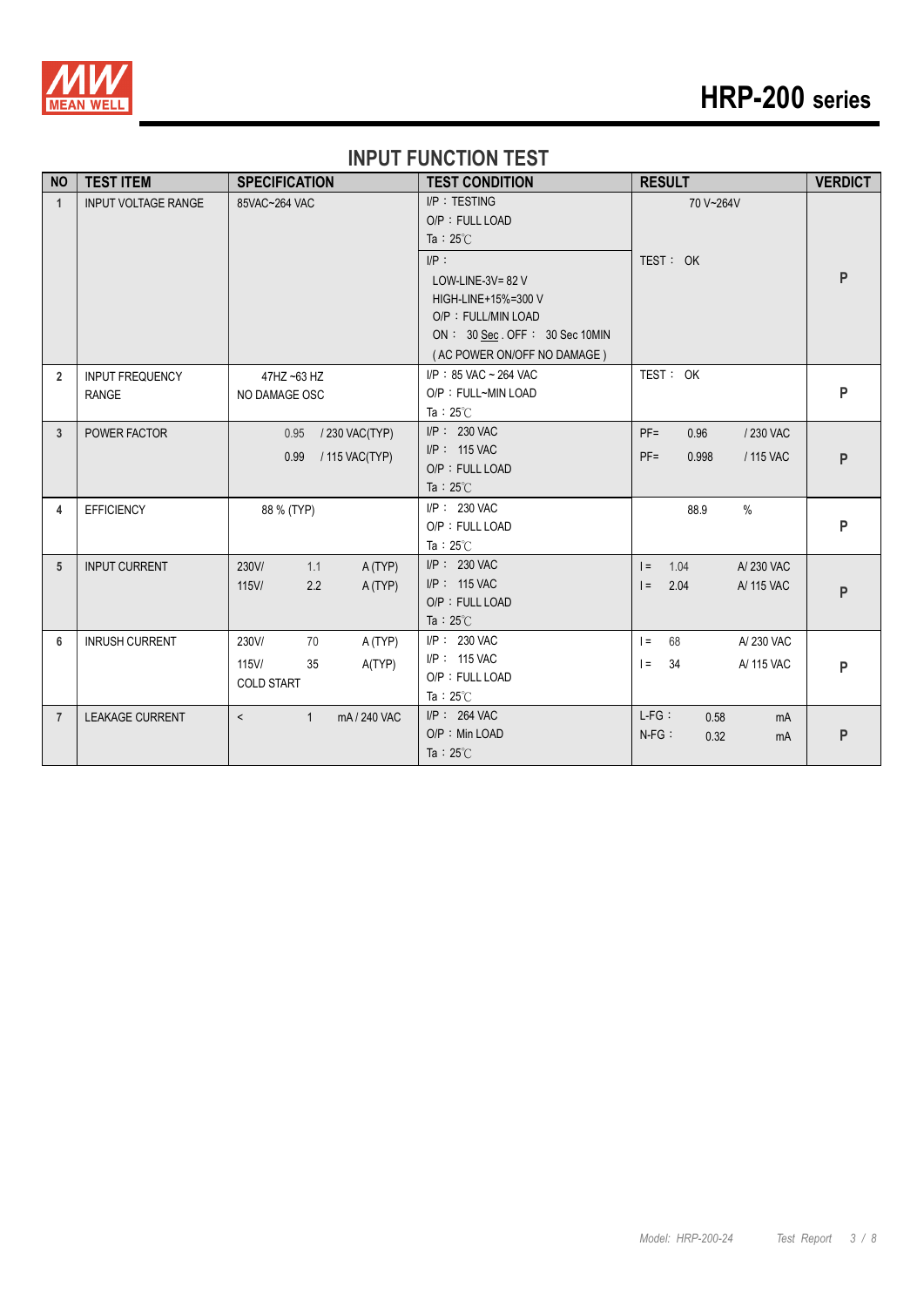## INPUT FUNCTION TEST

| NO | TEST ITEM | SPECIFICATION | TEST CONDITION | RESULT | VERDICT |
|---|---|---|---|---|---|
| 1 | INPUT VOLTAGE RANGE | 85VAC~264 VAC | I/P：TESTING<br>O/P：FULL LOAD<br>Ta：25℃ | 70 V~264V | P |
| | | | I/P：<br>LOW-LINE-3V= 82 V<br>HIGH-LINE+15%=300 V<br>O/P：FULL/MIN LOAD<br>ON： 30 Sec . OFF： 30 Sec 10MIN<br>( AC POWER ON/OFF NO DAMAGE ) | TEST： OK | |
| 2 | INPUT FREQUENCY RANGE | 47HZ ~63 HZ<br>NO DAMAGE OSC | I/P：85 VAC ~ 264 VAC<br>O/P：FULL~MIN LOAD<br>Ta：25℃ | TEST： OK | P |
| 3 | POWER FACTOR | 0.95 / 230 VAC(TYP)<br>0.99 / 115 VAC(TYP) | I/P： 230 VAC<br>I/P： 115 VAC<br>O/P：FULL LOAD<br>Ta：25℃ | PF= 0.96 / 230 VAC<br>PF= 0.998 / 115 VAC | P |
| 4 | EFFICIENCY | 88 % (TYP) | I/P： 230 VAC<br>O/P：FULL LOAD<br>Ta：25℃ | 88.9 % | P |
| 5 | INPUT CURRENT | 230V/ 1.1 A (TYP)<br>115V/ 2.2 A (TYP) | I/P： 230 VAC<br>I/P： 115 VAC<br>O/P：FULL LOAD<br>Ta：25℃ | I = 1.04 A/ 230 VAC<br>I = 2.04 A/ 115 VAC | P |
| 6 | INRUSH CURRENT | 230V/ 70 A (TYP)<br>115V/ 35 A(TYP)<br>COLD START | I/P： 230 VAC<br>I/P： 115 VAC<br>O/P：FULL LOAD<br>Ta：25℃ | I = 68 A/ 230 VAC<br>I = 34 A/ 115 VAC | P |
| 7 | LEAKAGE CURRENT | < 1 mA / 240 VAC | I/P： 264 VAC<br>O/P：Min LOAD<br>Ta：25℃ | L-FG： 0.58 mA<br>N-FG： 0.32 mA | P |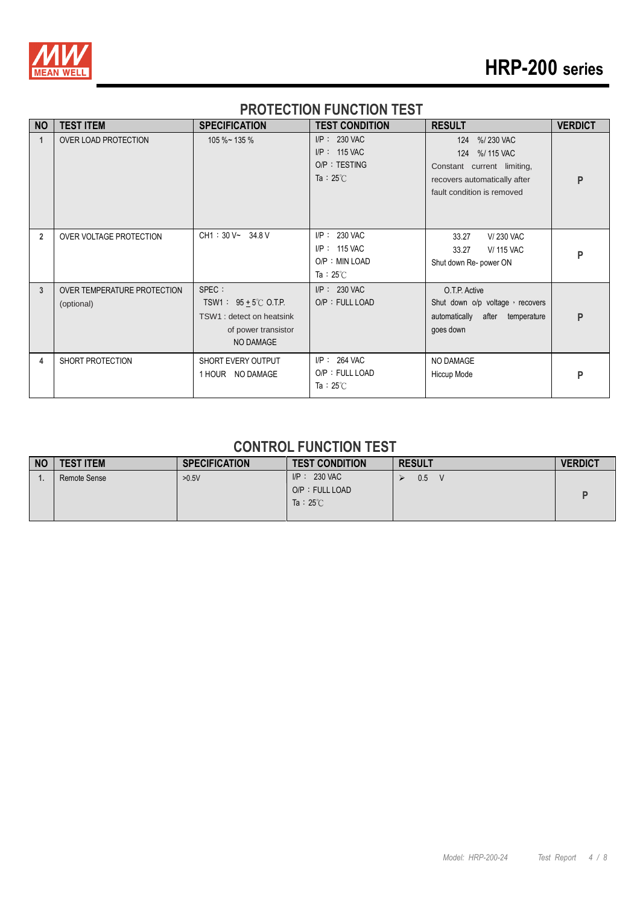## PROTECTION FUNCTION TEST

| NO | TEST ITEM | SPECIFICATION | TEST CONDITION | RESULT | VERDICT |
|---|---|---|---|---|---|
| 1 | OVER LOAD PROTECTION | 105 %~ 135 % | I/P： 230 VAC<br>I/P： 115 VAC<br>O/P：TESTING<br>Ta：25℃ | 124 %/ 230 VAC<br>124 %/ 115 VAC<br>Constant current limiting, recovers automatically after fault condition is removed | P |
| 2 | OVER VOLTAGE PROTECTION | CH1：30 V~ 34.8 V | I/P： 230 VAC<br>I/P： 115 VAC<br>O/P：MIN LOAD<br>Ta：25℃ | 33.27 V/ 230 VAC<br>33.27 V/ 115 VAC<br>Shut down Re- power ON | P |
| 3 | OVER TEMPERATURE PROTECTION (optional) | SPEC：<br>TSW1： 95 ± 5℃ O.T.P.<br>TSW1 : detect on heatsink of power transistor<br>NO DAMAGE | I/P： 230 VAC<br>O/P：FULL LOAD | O.T.P. Active<br>Shut down o/p voltage，recovers automatically after temperature goes down | P |
| 4 | SHORT PROTECTION | SHORT EVERY OUTPUT<br>1 HOUR NO DAMAGE | I/P： 264 VAC<br>O/P：FULL LOAD<br>Ta：25℃ | NO DAMAGE<br>Hiccup Mode | P |

## CONTROL FUNCTION TEST

| NO | TEST ITEM | SPECIFICATION | TEST CONDITION | RESULT | VERDICT |
|---|---|---|---|---|---|
| 1. | Remote Sense | >0.5V | I/P： 230 VAC<br>O/P：FULL LOAD<br>Ta：25℃ | ➢ 0.5 V | P |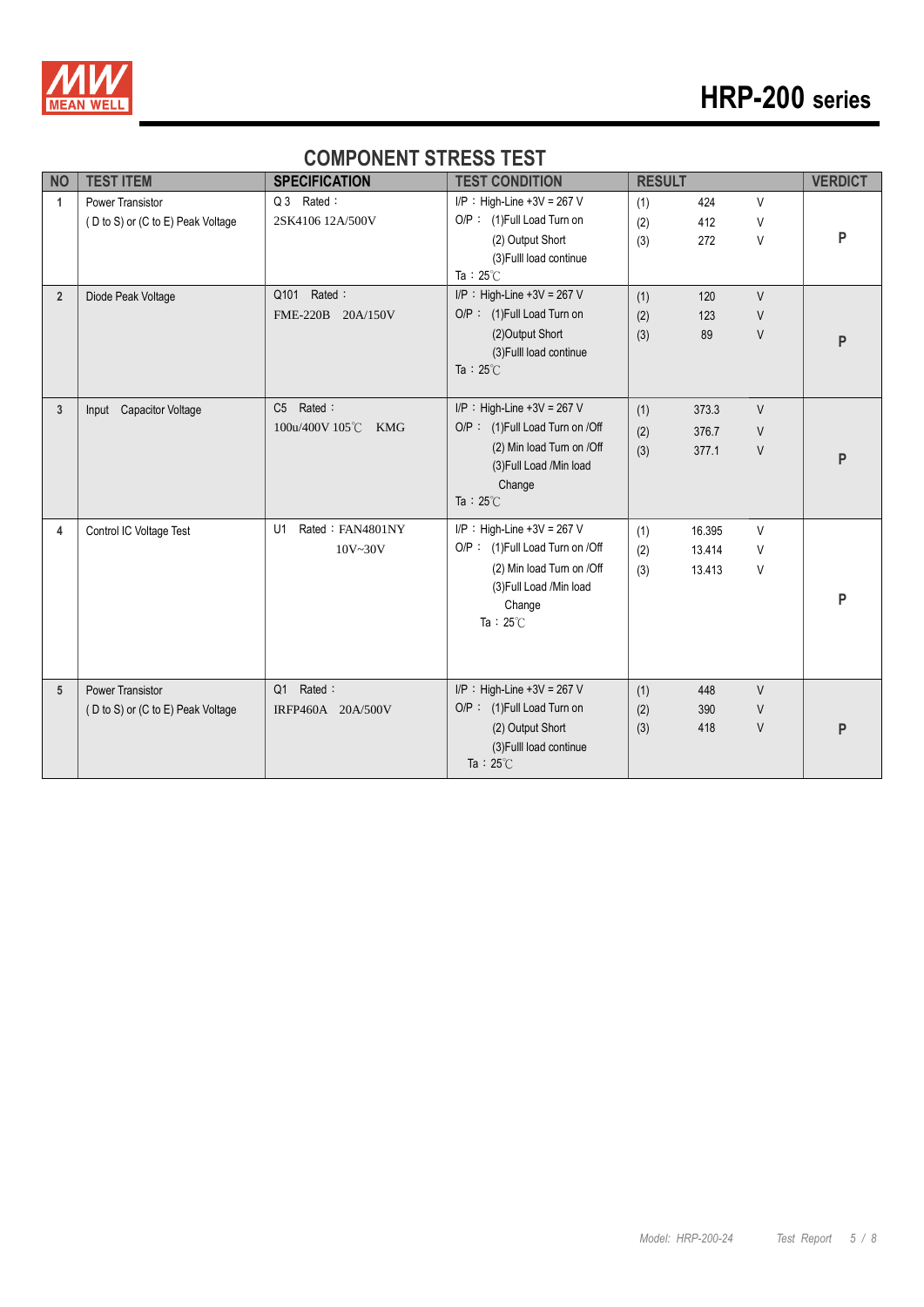## COMPONENT STRESS TEST

| NO | TEST ITEM | SPECIFICATION | TEST CONDITION | RESULT | VERDICT |
|---|---|---|---|---|---|
| 1 | Power Transistor<br>( D to S) or (C to E) Peak Voltage | Q 3 Rated：<br>2SK4106 12A/500V | I/P：High-Line +3V = 267 V<br>O/P： (1)Full Load Turn on<br>(2) Output Short<br>(3)Fulll load continue<br>Ta：25℃ | (1) 424 V<br>(2) 412 V<br>(3) 272 V | P |
| 2 | Diode Peak Voltage | Q101 Rated：<br>FME-220B 20A/150V | I/P：High-Line +3V = 267 V<br>O/P： (1)Full Load Turn on<br>(2)Output Short<br>(3)Fulll load continue<br>Ta：25℃ | (1) 120 V<br>(2) 123 V<br>(3) 89 V | P |
| 3 | Input Capacitor Voltage | C5 Rated：<br>100u/400V 105℃ KMG | I/P：High-Line +3V = 267 V<br>O/P： (1)Full Load Turn on /Off<br>(2) Min load Turn on /Off<br>(3)Full Load /Min load Change<br>Ta：25℃ | (1) 373.3 V<br>(2) 376.7 V<br>(3) 377.1 V | P |
| 4 | Control IC Voltage Test | U1 Rated：FAN4801NY<br>10V~30V | I/P：High-Line +3V = 267 V<br>O/P： (1)Full Load Turn on /Off<br>(2) Min load Turn on /Off<br>(3)Full Load /Min load Change<br>Ta：25℃ | (1) 16.395 V<br>(2) 13.414 V<br>(3) 13.413 V | P |
| 5 | Power Transistor<br>( D to S) or (C to E) Peak Voltage | Q1 Rated：<br>IRFP460A 20A/500V | I/P：High-Line +3V = 267 V<br>O/P： (1)Full Load Turn on<br>(2) Output Short<br>(3)Fulll load continue<br>Ta：25℃ | (1) 448 V<br>(2) 390 V<br>(3) 418 V | P |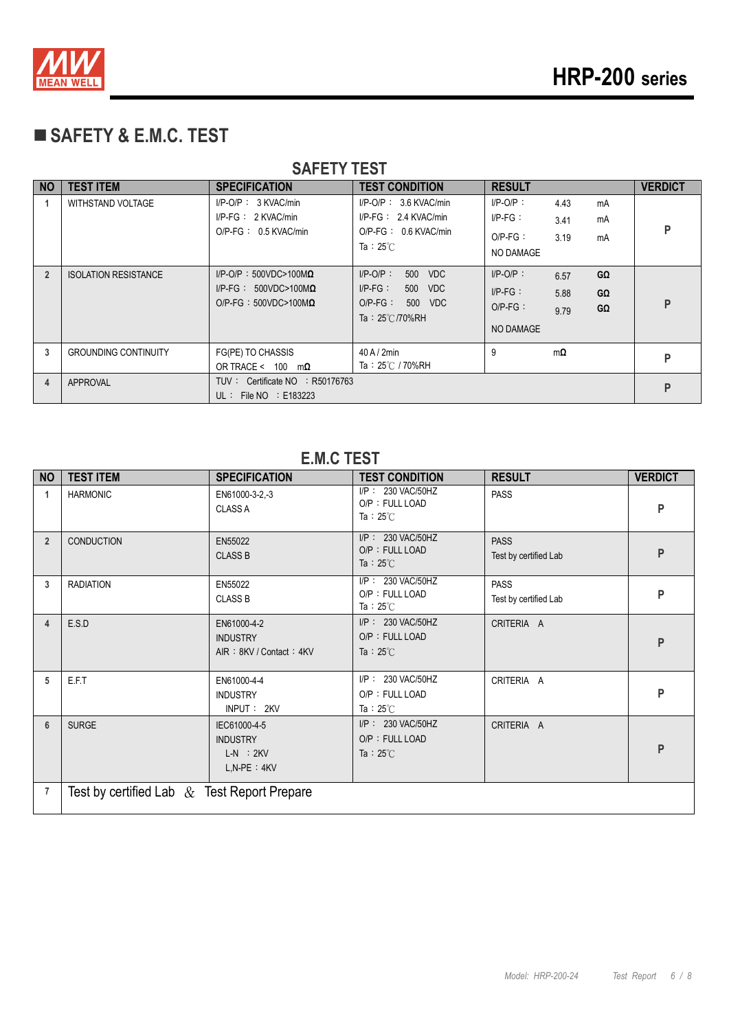## ■ SAFETY & E.M.C. TEST

### SAFETY TEST

| NO | TEST ITEM | SPECIFICATION | TEST CONDITION | RESULT | VERDICT |
|---|---|---|---|---|---|
| 1 | WITHSTAND VOLTAGE | I/P-O/P： 3 KVAC/min<br>I/P-FG： 2 KVAC/min<br>O/P-FG： 0.5 KVAC/min | I/P-O/P： 3.6 KVAC/min<br>I/P-FG： 2.4 KVAC/min<br>O/P-FG： 0.6 KVAC/min<br>Ta：25℃ | I/P-O/P： 4.43 mA<br>I/P-FG： 3.41 mA<br>O/P-FG： 3.19 mA<br>NO DAMAGE | P |
| 2 | ISOLATION RESISTANCE | I/P-O/P：500VDC>100MΩ<br>I/P-FG： 500VDC>100MΩ<br>O/P-FG：500VDC>100MΩ | I/P-O/P： 500 VDC<br>I/P-FG： 500 VDC<br>O/P-FG： 500 VDC<br>Ta：25℃/70%RH | I/P-O/P： 6.57 GΩ<br>I/P-FG： 5.88 GΩ<br>O/P-FG： 9.79 GΩ<br>NO DAMAGE | P |
| 3 | GROUNDING CONTINUITY | FG(PE) TO CHASSIS<br>OR TRACE < 100 mΩ | 40 A / 2min<br>Ta：25℃ / 70%RH | 9 mΩ | P |
| 4 | APPROVAL | TUV： Certificate NO ：R50176763<br>UL： File NO ：E183223 | | | P |

### E.M.C TEST

| NO | TEST ITEM | SPECIFICATION | TEST CONDITION | RESULT | VERDICT |
|---|---|---|---|---|---|
| 1 | HARMONIC | EN61000-3-2,-3<br>CLASS A | I/P： 230 VAC/50HZ<br>O/P：FULL LOAD<br>Ta：25℃ | PASS | P |
| 2 | CONDUCTION | EN55022<br>CLASS B | I/P： 230 VAC/50HZ<br>O/P：FULL LOAD<br>Ta：25℃ | PASS<br>Test by certified Lab | P |
| 3 | RADIATION | EN55022<br>CLASS B | I/P： 230 VAC/50HZ<br>O/P：FULL LOAD<br>Ta：25℃ | PASS<br>Test by certified Lab | P |
| 4 | E.S.D | EN61000-4-2<br>INDUSTRY<br>AIR：8KV / Contact：4KV | I/P： 230 VAC/50HZ<br>O/P：FULL LOAD<br>Ta：25℃ | CRITERIA A | P |
| 5 | E.F.T | EN61000-4-4<br>INDUSTRY<br>INPUT： 2KV | I/P： 230 VAC/50HZ<br>O/P：FULL LOAD<br>Ta：25℃ | CRITERIA A | P |
| 6 | SURGE | IEC61000-4-5<br>INDUSTRY<br>L-N ：2KV<br>L,N-PE：4KV | I/P： 230 VAC/50HZ<br>O/P：FULL LOAD<br>Ta：25℃ | CRITERIA A | P |
| 7 | Test by certified Lab ＆ Test Report Prepare | | | | |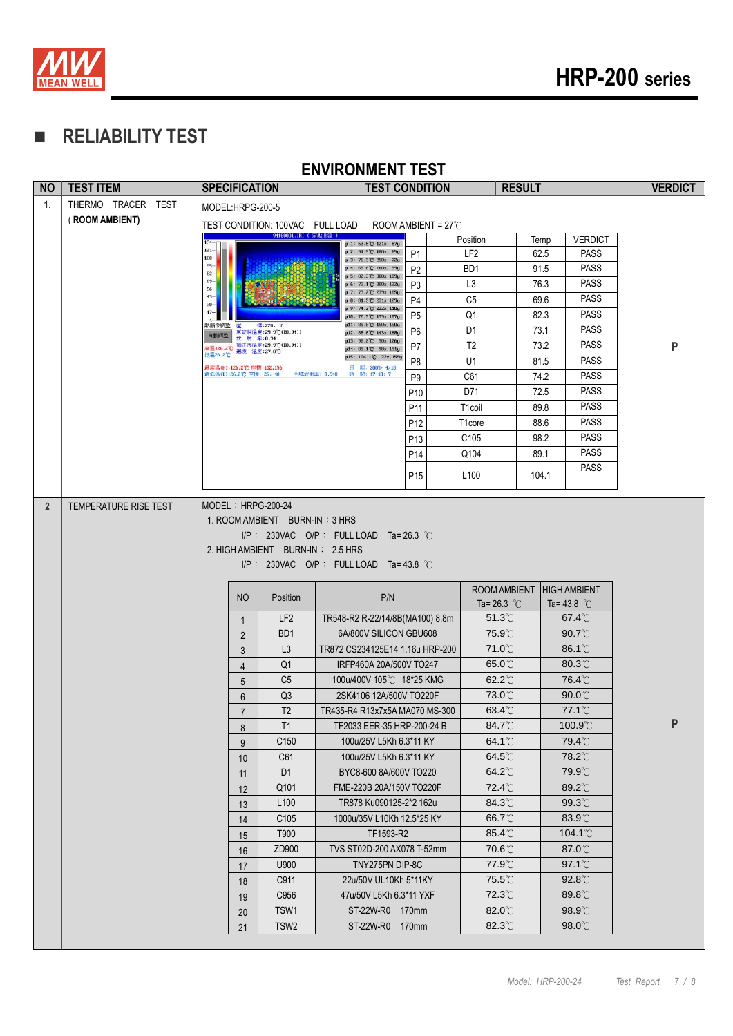## ■ RELIABILITY TEST

### ENVIRONMENT TEST

| NO | TEST ITEM | SPECIFICATION | TEST CONDITION | RESULT | VERDICT |
|---|---|---|---|---|---|
| 1. | THERMO TRACER TEST (ROOM AMBIENT) | MODEL:HRPG-200-5<br>TEST CONDITION: 100VAC FULL LOAD ROOM AMBIENT = 27℃ | | | P |
| 2 | TEMPERATURE RISE TEST | MODEL：HRPG-200-24<br>1. ROOM AMBIENT BURN-IN：3 HRS<br>I/P： 230VAC O/P： FULL LOAD Ta= 26.3 ℃<br>2. HIGH AMBIENT BURN-IN： 2.5 HRS<br>I/P： 230VAC O/P： FULL LOAD Ta= 43.8 ℃ | | | P |

**Test 1 results (Thermo tracer):**

| | Position | Temp | VERDICT |
|---|---|---|---|
| P1 | LF2 | 62.5 | PASS |
| P2 | BD1 | 91.5 | PASS |
| P3 | L3 | 76.3 | PASS |
| P4 | C5 | 69.6 | PASS |
| P5 | Q1 | 82.3 | PASS |
| P6 | D1 | 73.1 | PASS |
| P7 | T2 | 73.2 | PASS |
| P8 | U1 | 81.5 | PASS |
| P9 | C61 | 74.2 | PASS |
| P10 | D71 | 72.5 | PASS |
| P11 | T1coil | 89.8 | PASS |
| P12 | T1core | 88.6 | PASS |
| P13 | C105 | 98.2 | PASS |
| P14 | Q104 | 89.1 | PASS |
| P15 | L100 | 104.1 | PASS |

**Test 2 results (Temperature rise):**

| NO | Position | P/N | ROOM AMBIENT Ta= 26.3 ℃ | HIGH AMBIENT Ta= 43.8 ℃ |
|---|---|---|---|---|
| 1 | LF2 | TR548-R2 R-22/14/8B(MA100) 8.8m | 51.3℃ | 67.4℃ |
| 2 | BD1 | 6A/800V SILICON GBU608 | 75.9℃ | 90.7℃ |
| 3 | L3 | TR872 CS234125E14 1.16u HRP-200 | 71.0℃ | 86.1℃ |
| 4 | Q1 | IRFP460A 20A/500V TO247 | 65.0℃ | 80.3℃ |
| 5 | C5 | 100u/400V 105℃ 18*25 KMG | 62.2℃ | 76.4℃ |
| 6 | Q3 | 2SK4106 12A/500V TO220F | 73.0℃ | 90.0℃ |
| 7 | T2 | TR435-R4 R13x7x5A MA070 MS-300 | 63.4℃ | 77.1℃ |
| 8 | T1 | TF2033 EER-35 HRP-200-24 B | 84.7℃ | 100.9℃ |
| 9 | C150 | 100u/25V L5Kh 6.3*11 KY | 64.1℃ | 79.4℃ |
| 10 | C61 | 100u/25V L5Kh 6.3*11 KY | 64.5℃ | 78.2℃ |
| 11 | D1 | BYC8-600 8A/600V TO220 | 64.2℃ | 79.9℃ |
| 12 | Q101 | FME-220B 20A/150V TO220F | 72.4℃ | 89.2℃ |
| 13 | L100 | TR878 Ku090125-2*2 162u | 84.3℃ | 99.3℃ |
| 14 | C105 | 1000u/35V L10Kh 12.5*25 KY | 66.7℃ | 83.9℃ |
| 15 | T900 | TF1593-R2 | 85.4℃ | 104.1℃ |
| 16 | ZD900 | TVS ST02D-200 AX078 T-52mm | 70.6℃ | 87.0℃ |
| 17 | U900 | TNY275PN DIP-8C | 77.9℃ | 97.1℃ |
| 18 | C911 | 22u/50V UL10Kh 5*11KY | 75.5℃ | 92.8℃ |
| 19 | C956 | 47u/50V L5Kh 6.3*11 YXF | 72.3℃ | 89.8℃ |
| 20 | TSW1 | ST-22W-R0 170mm | 82.0℃ | 98.9℃ |
| 21 | TSW2 | ST-22W-R0 170mm | 82.3℃ | 98.0℃ |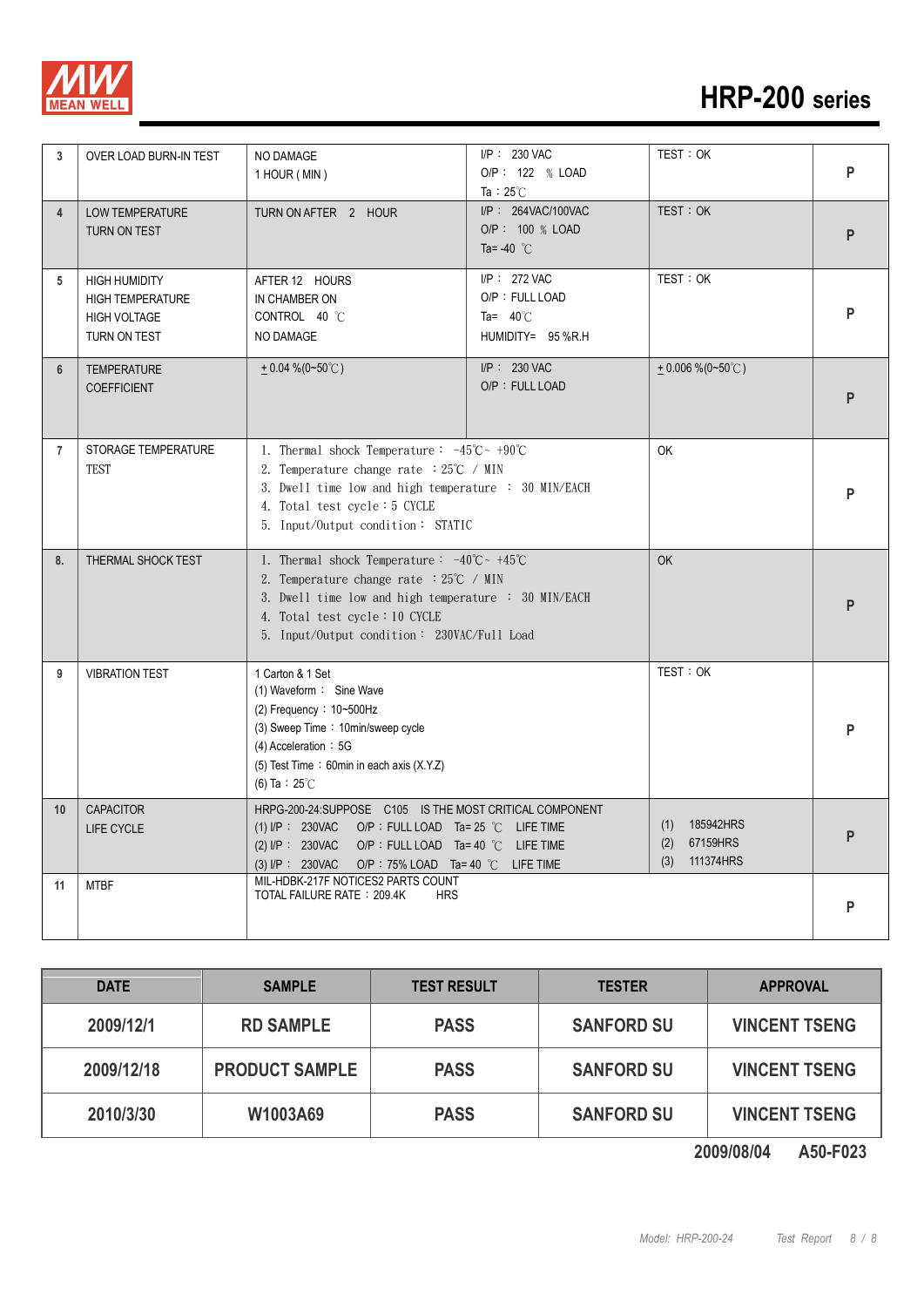# HRP-200 series

| | | | | | |
|---|---|---|---|---|---|
| 3 | OVER LOAD BURN-IN TEST | NO DAMAGE<br>1 HOUR ( MIN ) | I/P : 230 VAC<br>O/P : 122 % LOAD<br>Ta : 25℃ | TEST : OK | P |
| 4 | LOW TEMPERATURE<br>TURN ON TEST | TURN ON AFTER 2 HOUR | I/P : 264VAC/100VAC<br>O/P : 100 % LOAD<br>Ta= -40 ℃ | TEST : OK | P |
| 5 | HIGH HUMIDITY<br>HIGH TEMPERATURE<br>HIGH VOLTAGE<br>TURN ON TEST | AFTER 12 HOURS<br>IN CHAMBER ON<br>CONTROL 40 ℃<br>NO DAMAGE | I/P : 272 VAC<br>O/P : FULL LOAD<br>Ta= 40℃<br>HUMIDITY= 95 %R.H | TEST : OK | P |
| 6 | TEMPERATURE<br>COEFFICIENT | ± 0.04 %(0~50℃) | I/P : 230 VAC<br>O/P : FULL LOAD | ± 0.006 %(0~50℃) | P |
| 7 | STORAGE TEMPERATURE<br>TEST | 1. Thermal shock Temperature : -45℃ ~ +90℃<br>2. Temperature change rate : 25℃ / MIN<br>3. Dwell time low and high temperature : 30 MIN/EACH<br>4. Total test cycle : 5 CYCLE<br>5. Input/Output condition : STATIC | | OK | P |
| 8. | THERMAL SHOCK TEST | 1. Thermal shock Temperature : -40℃ ~ +45℃<br>2. Temperature change rate : 25℃ / MIN<br>3. Dwell time low and high temperature : 30 MIN/EACH<br>4. Total test cycle : 10 CYCLE<br>5. Input/Output condition : 230VAC/Full Load | | OK | P |
| 9 | VIBRATION TEST | 1 Carton & 1 Set<br>(1) Waveform : Sine Wave<br>(2) Frequency : 10~500Hz<br>(3) Sweep Time : 10min/sweep cycle<br>(4) Acceleration : 5G<br>(5) Test Time : 60min in each axis (X.Y.Z)<br>(6) Ta : 25℃ | | TEST : OK | P |
| 10 | CAPACITOR<br>LIFE CYCLE | HRPG-200-24:SUPPOSE C105 IS THE MOST CRITICAL COMPONENT<br>(1) I/P : 230VAC O/P : FULL LOAD Ta= 25 ℃ LIFE TIME<br>(2) I/P : 230VAC O/P : FULL LOAD Ta= 40 ℃ LIFE TIME<br>(3) I/P : 230VAC O/P : 75% LOAD Ta= 40 ℃ LIFE TIME | | (1) 185942HRS<br>(2) 67159HRS<br>(3) 111374HRS | P |
| 11 | MTBF | MIL-HDBK-217F NOTICES2 PARTS COUNT<br>TOTAL FAILURE RATE : 209.4K HRS | | | P |

| DATE | SAMPLE | TEST RESULT | TESTER | APPROVAL |
|---|---|---|---|---|
| 2009/12/1 | RD SAMPLE | PASS | SANFORD SU | VINCENT TSENG |
| 2009/12/18 | PRODUCT SAMPLE | PASS | SANFORD SU | VINCENT TSENG |
| 2010/3/30 | W1003A69 | PASS | SANFORD SU | VINCENT TSENG |

2009/08/04 A50-F023